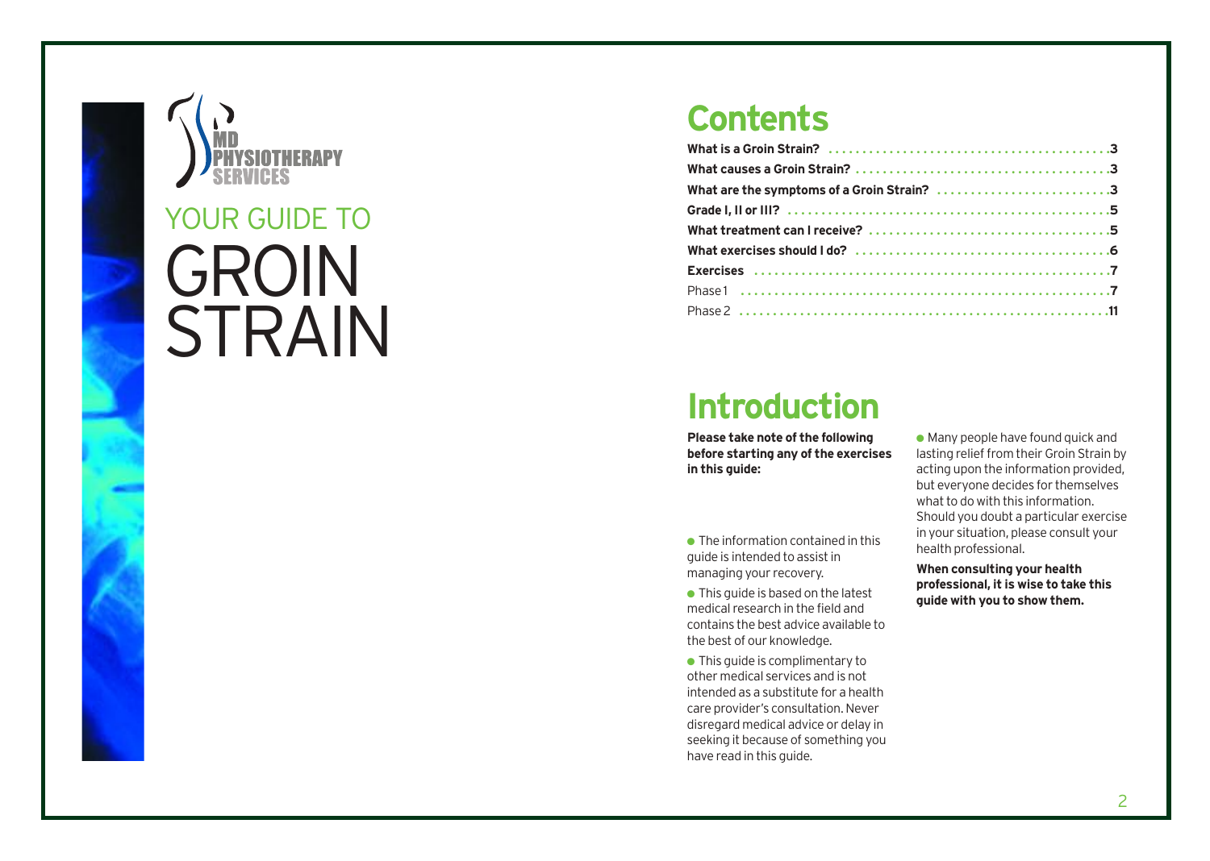MD PHYSIOTHERAPY SERVICES

# YOUR GUIDE TO GROIN STRAIN

## Contents

| | |
|---|---|
| **What is a Groin Strain?** | **3** |
| **What causes a Groin Strain?** | **3** |
| **What are the symptoms of a Groin Strain?** | **3** |
| **Grade I, II or III?** | **5** |
| **What treatment can I receive?** | **5** |
| **What exercises should I do?** | **6** |
| **Exercises** | **7** |
| Phase 1 | **7** |
| Phase 2 | **11** |

## Introduction

**Please take note of the following before starting any of the exercises in this guide:**

- The information contained in this guide is intended to assist in managing your recovery.
- This guide is based on the latest medical research in the field and contains the best advice available to the best of our knowledge.
- This guide is complimentary to other medical services and is not intended as a substitute for a health care provider's consultation. Never disregard medical advice or delay in seeking it because of something you have read in this guide.
- Many people have found quick and lasting relief from their Groin Strain by acting upon the information provided, but everyone decides for themselves what to do with this information. Should you doubt a particular exercise in your situation, please consult your health professional.

**When consulting your health professional, it is wise to take this guide with you to show them.**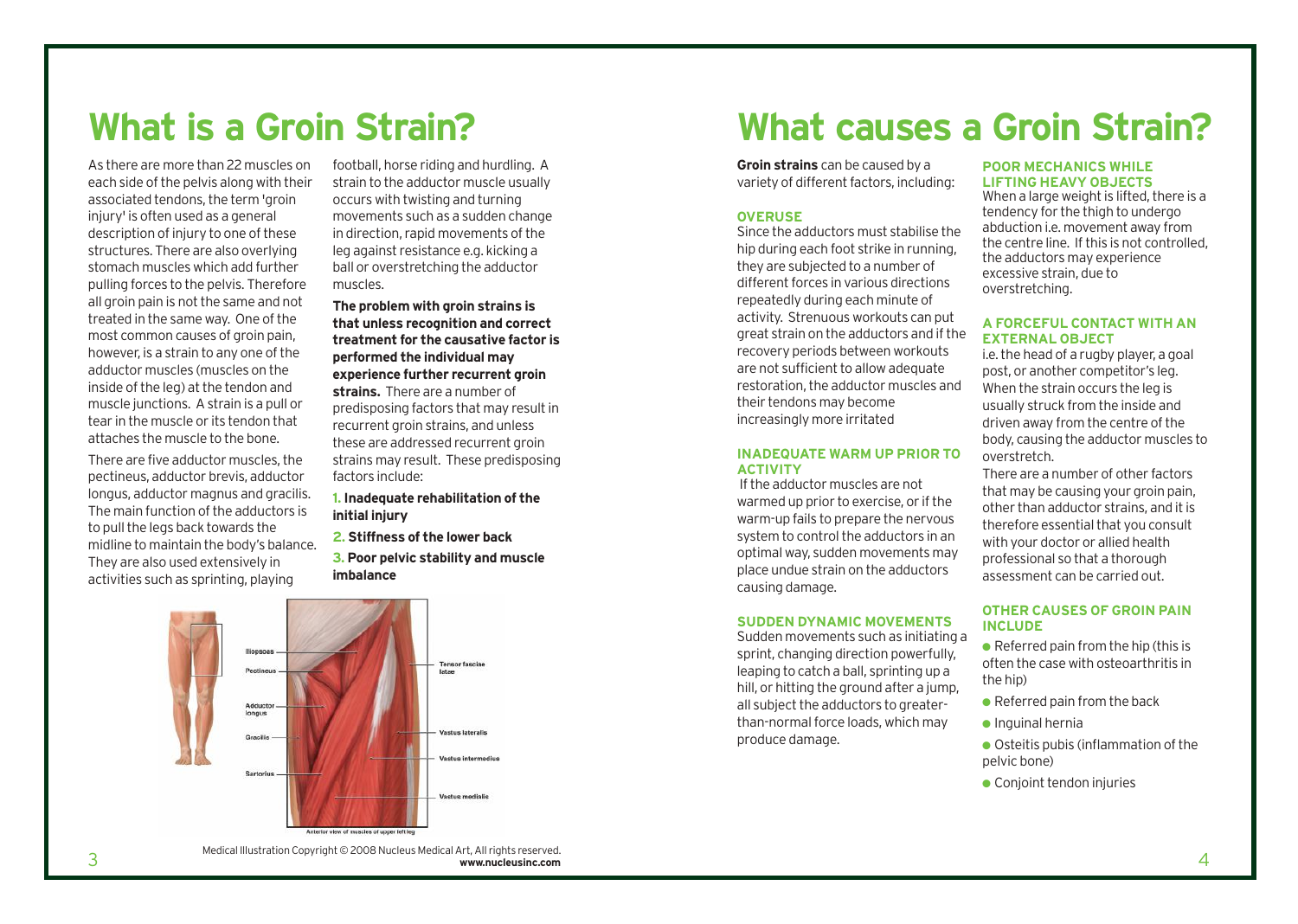# What is a Groin Strain?

As there are more than 22 muscles on each side of the pelvis along with their associated tendons, the term 'groin injury' is often used as a general description of injury to one of these structures. There are also overlying stomach muscles which add further pulling forces to the pelvis. Therefore all groin pain is not the same and not treated in the same way. One of the most common causes of groin pain, however, is a strain to any one of the adductor muscles (muscles on the inside of the leg) at the tendon and muscle junctions. A strain is a pull or tear in the muscle or its tendon that attaches the muscle to the bone.

There are five adductor muscles, the pectineus, adductor brevis, adductor longus, adductor magnus and gracilis. The main function of the adductors is to pull the legs back towards the midline to maintain the body's balance. They are also used extensively in activities such as sprinting, playing football, horse riding and hurdling. A strain to the adductor muscle usually occurs with twisting and turning movements such as a sudden change in direction, rapid movements of the leg against resistance e.g. kicking a ball or overstretching the adductor muscles.

**The problem with groin strains is that unless recognition and correct treatment for the causative factor is performed the individual may experience further recurrent groin strains.** There are a number of predisposing factors that may result in recurrent groin strains, and unless these are addressed recurrent groin strains may result. These predisposing factors include:

1. **Inadequate rehabilitation of the initial injury**
2. **Stiffness of the lower back**
3. **Poor pelvic stability and muscle imbalance**

Iliopsoas, Pectineus, Adductor longus, Gracilis, Sartorius, Tensor fasciae latae, Vastus lateralis, Vastus intermedius, Vastus medialis

Anterior view of muscles of upper left leg

Medical Illustration Copyright © 2008 Nucleus Medical Art, All rights reserved.
**www.nucleusinc.com**

# What causes a Groin Strain?

**Groin strains** can be caused by a variety of different factors, including:

### OVERUSE

Since the adductors must stabilise the hip during each foot strike in running, they are subjected to a number of different forces in various directions repeatedly during each minute of activity. Strenuous workouts can put great strain on the adductors and if the recovery periods between workouts are not sufficient to allow adequate restoration, the adductor muscles and their tendons may become increasingly more irritated

### INADEQUATE WARM UP PRIOR TO ACTIVITY

If the adductor muscles are not warmed up prior to exercise, or if the warm-up fails to prepare the nervous system to control the adductors in an optimal way, sudden movements may place undue strain on the adductors causing damage.

### SUDDEN DYNAMIC MOVEMENTS

Sudden movements such as initiating a sprint, changing direction powerfully, leaping to catch a ball, sprinting up a hill, or hitting the ground after a jump, all subject the adductors to greater-than-normal force loads, which may produce damage.

### POOR MECHANICS WHILE LIFTING HEAVY OBJECTS

When a large weight is lifted, there is a tendency for the thigh to undergo abduction i.e. movement away from the centre line. If this is not controlled, the adductors may experience excessive strain, due to overstretching.

### A FORCEFUL CONTACT WITH AN EXTERNAL OBJECT

i.e. the head of a rugby player, a goal post, or another competitor's leg. When the strain occurs the leg is usually struck from the inside and driven away from the centre of the body, causing the adductor muscles to overstretch.

There are a number of other factors that may be causing your groin pain, other than adductor strains, and it is therefore essential that you consult with your doctor or allied health professional so that a thorough assessment can be carried out.

### OTHER CAUSES OF GROIN PAIN INCLUDE

- Referred pain from the hip (this is often the case with osteoarthritis in the hip)
- Referred pain from the back
- Inguinal hernia
- Osteitis pubis (inflammation of the pelvic bone)
- Conjoint tendon injuries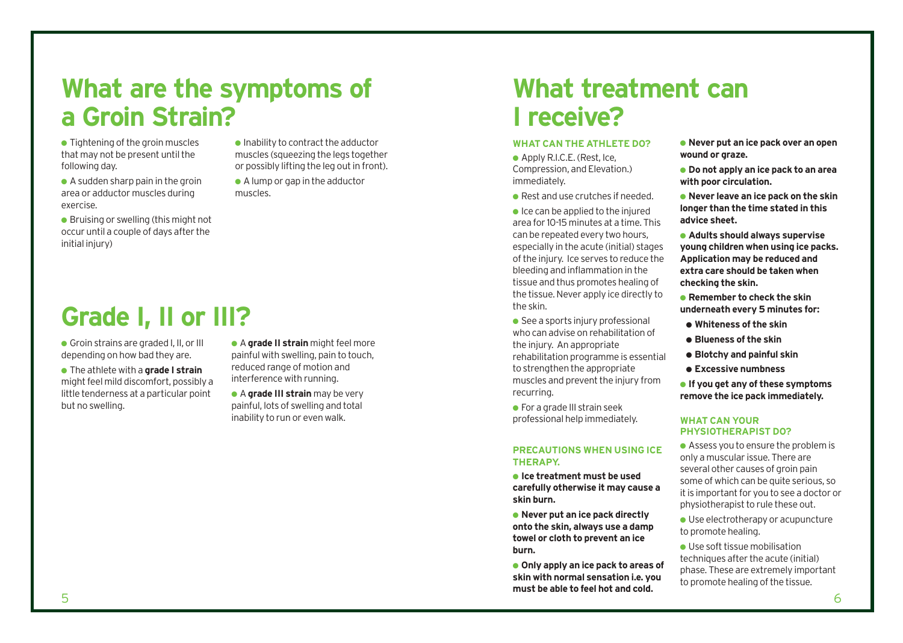# What are the symptoms of a Groin Strain?

- Tightening of the groin muscles that may not be present until the following day.
- A sudden sharp pain in the groin area or adductor muscles during exercise.
- Bruising or swelling (this might not occur until a couple of days after the initial injury)
- Inability to contract the adductor muscles (squeezing the legs together or possibly lifting the leg out in front).
- A lump or gap in the adductor muscles.

# Grade I, II or III?

- Groin strains are graded I, II, or III depending on how bad they are.
- The athlete with a **grade I strain** might feel mild discomfort, possibly a little tenderness at a particular point but no swelling.
- A **grade II strain** might feel more painful with swelling, pain to touch, reduced range of motion and interference with running.
- A **grade III strain** may be very painful, lots of swelling and total inability to run or even walk.

# What treatment can I receive?

### WHAT CAN THE ATHLETE DO?

- Apply R.I.C.E. (Rest, Ice, Compression, and Elevation.) immediately.
- Rest and use crutches if needed.
- Ice can be applied to the injured area for 10-15 minutes at a time. This can be repeated every two hours, especially in the acute (initial) stages of the injury. Ice serves to reduce the bleeding and inflammation in the tissue and thus promotes healing of the tissue. Never apply ice directly to the skin.
- See a sports injury professional who can advise on rehabilitation of the injury. An appropriate rehabilitation programme is essential to strengthen the appropriate muscles and prevent the injury from recurring.
- For a grade III strain seek professional help immediately.

### PRECAUTIONS WHEN USING ICE THERAPY.

- **Ice treatment must be used carefully otherwise it may cause a skin burn.**
- **Never put an ice pack directly onto the skin, always use a damp towel or cloth to prevent an ice burn.**
- **Only apply an ice pack to areas of skin with normal sensation i.e. you must be able to feel hot and cold.**
- **Never put an ice pack over an open wound or graze.**
- **Do not apply an ice pack to an area with poor circulation.**
- **Never leave an ice pack on the skin longer than the time stated in this advice sheet.**
- **Adults should always supervise young children when using ice packs. Application may be reduced and extra care should be taken when checking the skin.**
- **Remember to check the skin underneath every 5 minutes for:**
  - **Whiteness of the skin**
  - **Blueness of the skin**
  - **Blotchy and painful skin**
  - **Excessive numbness**
- **If you get any of these symptoms remove the ice pack immediately.**

### WHAT CAN YOUR PHYSIOTHERAPIST DO?

- Assess you to ensure the problem is only a muscular issue. There are several other causes of groin pain some of which can be quite serious, so it is important for you to see a doctor or physiotherapist to rule these out.
- Use electrotherapy or acupuncture to promote healing.
- Use soft tissue mobilisation techniques after the acute (initial) phase. These are extremely important to promote healing of the tissue.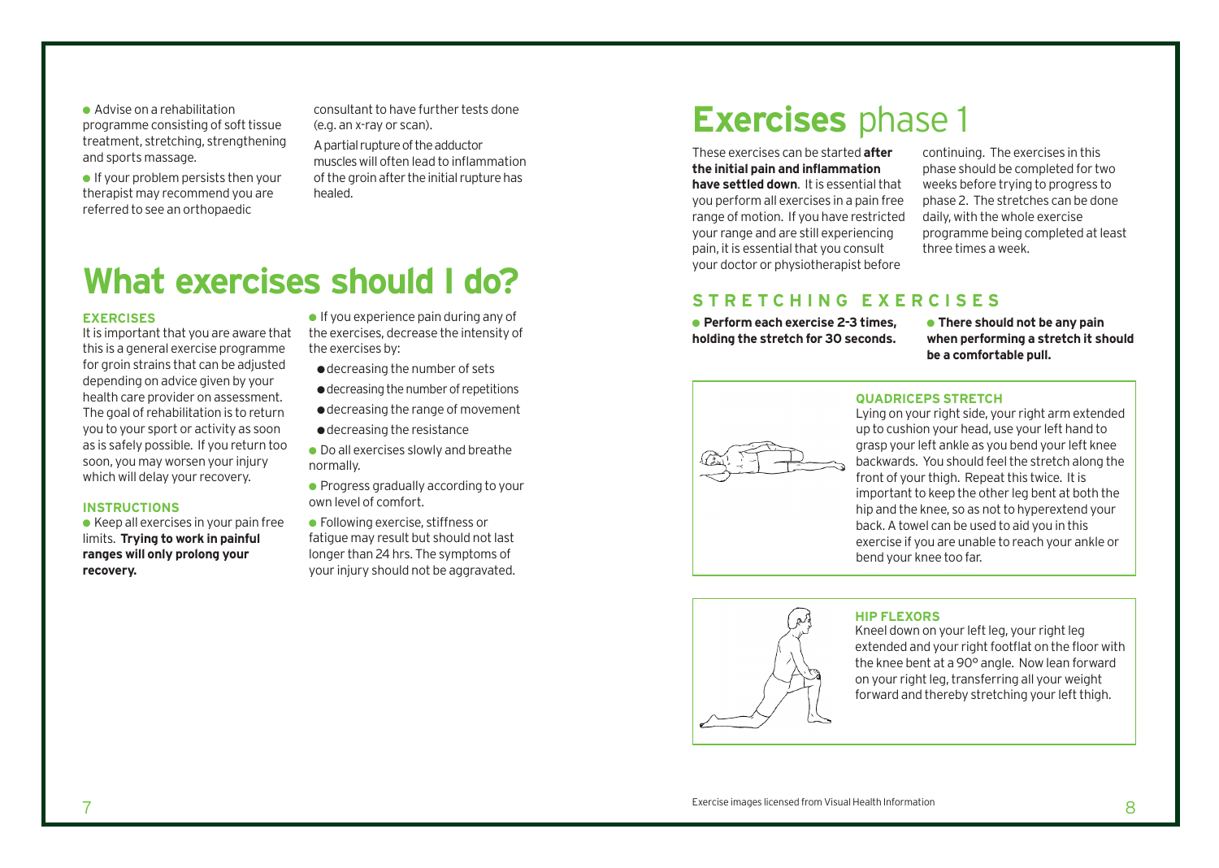- Advise on a rehabilitation programme consisting of soft tissue treatment, stretching, strengthening and sports massage.
- If your problem persists then your therapist may recommend you are referred to see an orthopaedic consultant to have further tests done (e.g. an x-ray or scan).

A partial rupture of the adductor muscles will often lead to inflammation of the groin after the initial rupture has healed.

# What exercises should I do?

### EXERCISES

It is important that you are aware that this is a general exercise programme for groin strains that can be adjusted depending on advice given by your health care provider on assessment. The goal of rehabilitation is to return you to your sport or activity as soon as is safely possible. If you return too soon, you may worsen your injury which will delay your recovery.

### INSTRUCTIONS

- Keep all exercises in your pain free limits. **Trying to work in painful ranges will only prolong your recovery.**
- If you experience pain during any of the exercises, decrease the intensity of the exercises by:
  - decreasing the number of sets
  - decreasing the number of repetitions
  - decreasing the range of movement
  - decreasing the resistance
- Do all exercises slowly and breathe normally.
- Progress gradually according to your own level of comfort.
- Following exercise, stiffness or fatigue may result but should not last longer than 24 hrs. The symptoms of your injury should not be aggravated.

# Exercises phase 1

These exercises can be started **after the initial pain and inflammation have settled down**. It is essential that you perform all exercises in a pain free range of motion. If you have restricted your range and are still experiencing pain, it is essential that you consult your doctor or physiotherapist before continuing. The exercises in this phase should be completed for two weeks before trying to progress to phase 2. The stretches can be done daily, with the whole exercise programme being completed at least three times a week.

## STRETCHING EXERCISES

- **Perform each exercise 2-3 times, holding the stretch for 30 seconds.**
- **There should not be any pain when performing a stretch it should be a comfortable pull.**

### QUADRICEPS STRETCH

Lying on your right side, your right arm extended up to cushion your head, use your left hand to grasp your left ankle as you bend your left knee backwards. You should feel the stretch along the front of your thigh. Repeat this twice. It is important to keep the other leg bent at both the hip and the knee, so as not to hyperextend your back. A towel can be used to aid you in this exercise if you are unable to reach your ankle or bend your knee too far.

### HIP FLEXORS

Kneel down on your left leg, your right leg extended and your right footflat on the floor with the knee bent at a 90° angle. Now lean forward on your right leg, transferring all your weight forward and thereby stretching your left thigh.

Exercise images licensed from Visual Health Information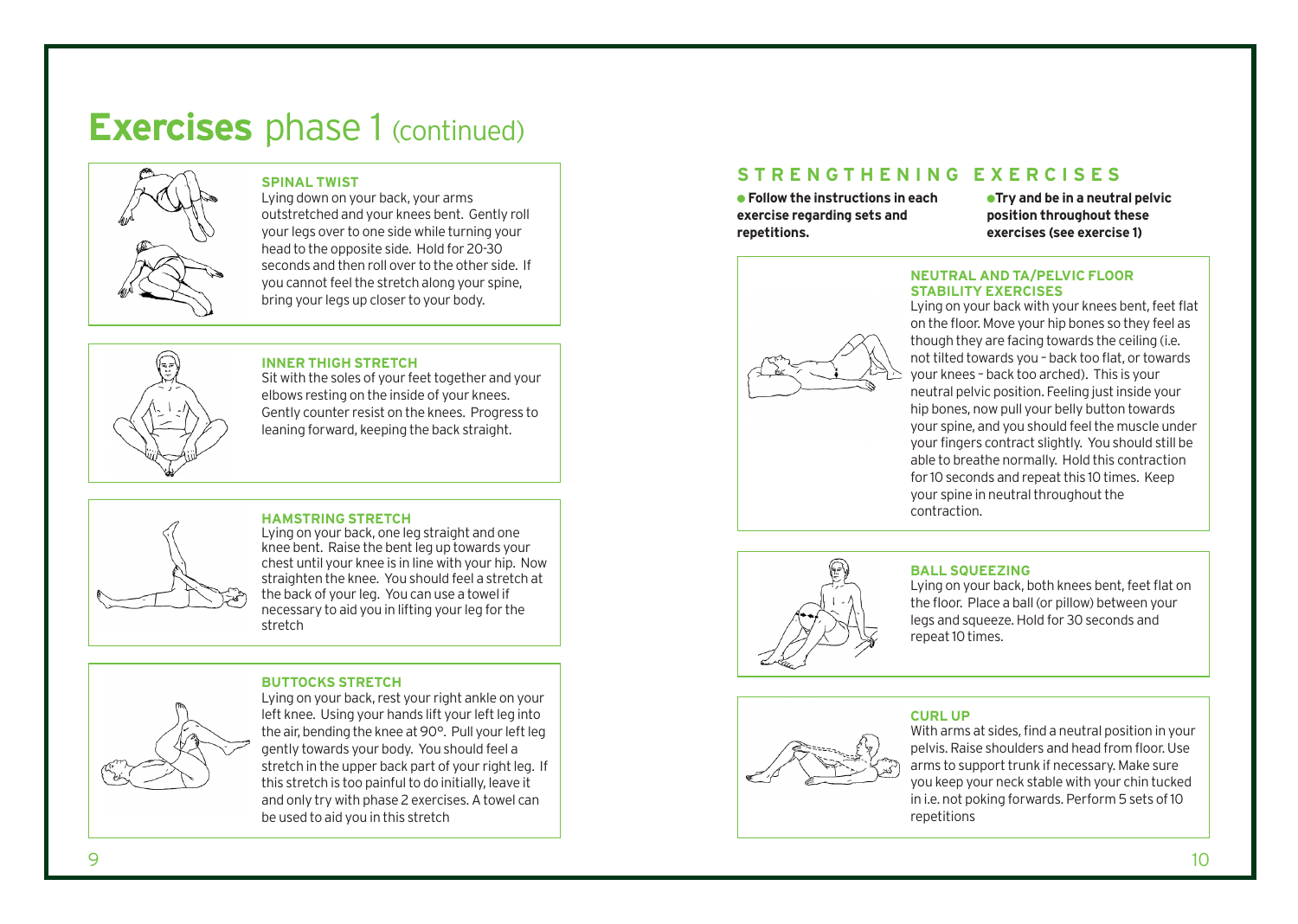# **Exercises** phase 1 (continued)

### SPINAL TWIST

Lying down on your back, your arms outstretched and your knees bent. Gently roll your legs over to one side while turning your head to the opposite side. Hold for 20-30 seconds and then roll over to the other side. If you cannot feel the stretch along your spine, bring your legs up closer to your body.

### INNER THIGH STRETCH

Sit with the soles of your feet together and your elbows resting on the inside of your knees. Gently counter resist on the knees. Progress to leaning forward, keeping the back straight.

### HAMSTRING STRETCH

Lying on your back, one leg straight and one knee bent. Raise the bent leg up towards your chest until your knee is in line with your hip. Now straighten the knee. You should feel a stretch at the back of your leg. You can use a towel if necessary to aid you in lifting your leg for the stretch

### BUTTOCKS STRETCH

Lying on your back, rest your right ankle on your left knee. Using your hands lift your left leg into the air, bending the knee at 90°. Pull your left leg gently towards your body. You should feel a stretch in the upper back part of your right leg. If this stretch is too painful to do initially, leave it and only try with phase 2 exercises. A towel can be used to aid you in this stretch

## STRENGTHENING EXERCISES

- **Follow the instructions in each exercise regarding sets and repetitions.**
- **Try and be in a neutral pelvic position throughout these exercises (see exercise 1)**

### NEUTRAL AND TA/PELVIC FLOOR STABILITY EXERCISES

Lying on your back with your knees bent, feet flat on the floor. Move your hip bones so they feel as though they are facing towards the ceiling (i.e. not tilted towards you – back too flat, or towards your knees – back too arched). This is your neutral pelvic position. Feeling just inside your hip bones, now pull your belly button towards your spine, and you should feel the muscle under your fingers contract slightly. You should still be able to breathe normally. Hold this contraction for 10 seconds and repeat this 10 times. Keep your spine in neutral throughout the contraction.

### BALL SQUEEZING

Lying on your back, both knees bent, feet flat on the floor. Place a ball (or pillow) between your legs and squeeze. Hold for 30 seconds and repeat 10 times.

### CURL UP

With arms at sides, find a neutral position in your pelvis. Raise shoulders and head from floor. Use arms to support trunk if necessary. Make sure you keep your neck stable with your chin tucked in i.e. not poking forwards. Perform 5 sets of 10 repetitions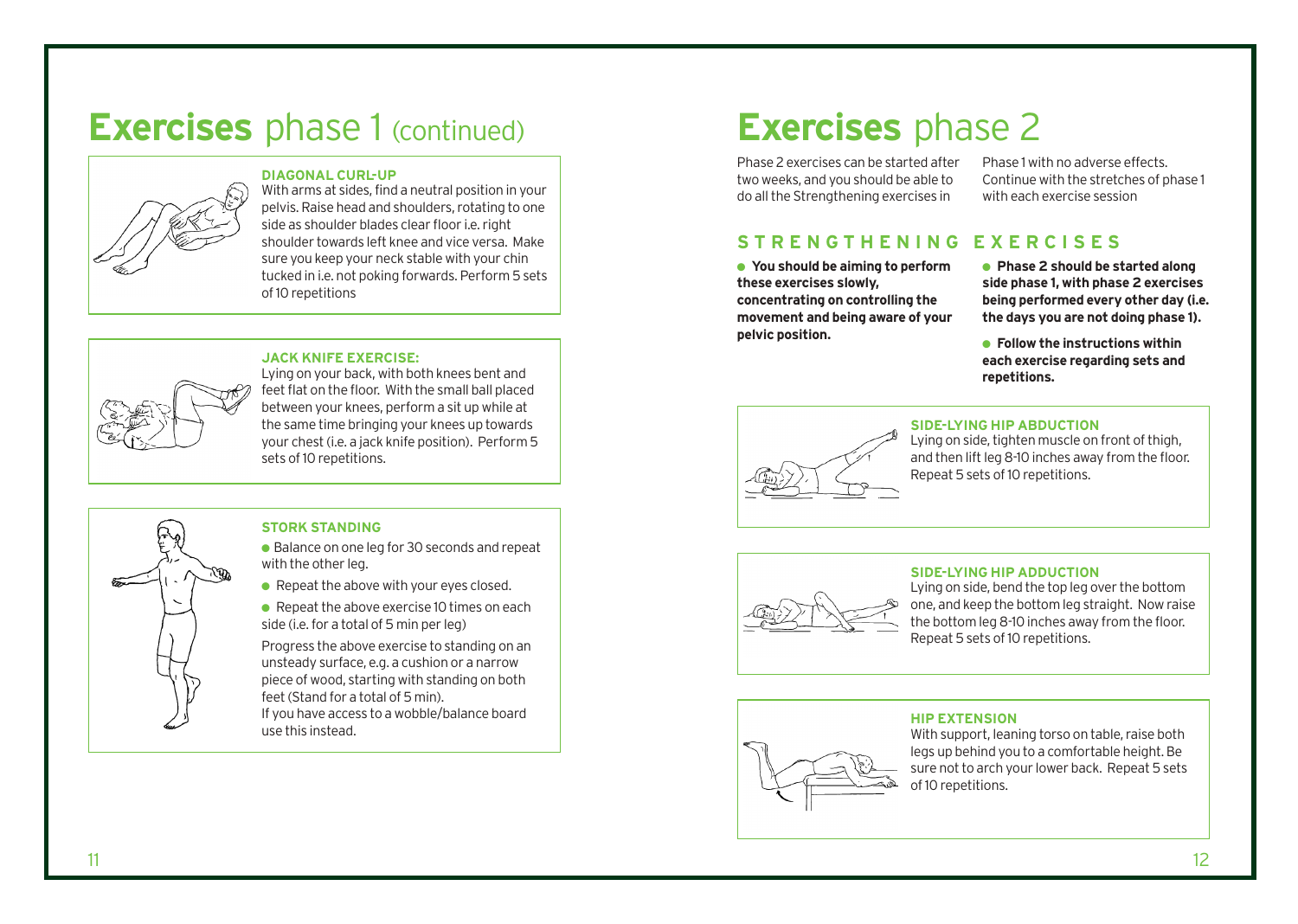# **Exercises** phase 1 (continued)

### DIAGONAL CURL-UP

With arms at sides, find a neutral position in your pelvis. Raise head and shoulders, rotating to one side as shoulder blades clear floor i.e. right shoulder towards left knee and vice versa. Make sure you keep your neck stable with your chin tucked in i.e. not poking forwards. Perform 5 sets of 10 repetitions

### JACK KNIFE EXERCISE:

Lying on your back, with both knees bent and feet flat on the floor. With the small ball placed between your knees, perform a sit up while at the same time bringing your knees up towards your chest (i.e. a jack knife position). Perform 5 sets of 10 repetitions.

### STORK STANDING

- Balance on one leg for 30 seconds and repeat with the other leg.
- Repeat the above with your eyes closed.
- Repeat the above exercise 10 times on each side (i.e. for a total of 5 min per leg)

Progress the above exercise to standing on an unsteady surface, e.g. a cushion or a narrow piece of wood, starting with standing on both feet (Stand for a total of 5 min).
If you have access to a wobble/balance board use this instead.

# **Exercises** phase 2

Phase 2 exercises can be started after two weeks, and you should be able to do all the Strengthening exercises in Phase 1 with no adverse effects. Continue with the stretches of phase 1 with each exercise session

## STRENGTHENING EXERCISES

- **You should be aiming to perform these exercises slowly, concentrating on controlling the movement and being aware of your pelvic position.**
- **Phase 2 should be started along side phase 1, with phase 2 exercises being performed every other day (i.e. the days you are not doing phase 1).**
- **Follow the instructions within each exercise regarding sets and repetitions.**

### SIDE-LYING HIP ABDUCTION

Lying on side, tighten muscle on front of thigh, and then lift leg 8-10 inches away from the floor. Repeat 5 sets of 10 repetitions.

### SIDE-LYING HIP ADDUCTION

Lying on side, bend the top leg over the bottom one, and keep the bottom leg straight. Now raise the bottom leg 8-10 inches away from the floor. Repeat 5 sets of 10 repetitions.

### HIP EXTENSION

With support, leaning torso on table, raise both legs up behind you to a comfortable height. Be sure not to arch your lower back. Repeat 5 sets of 10 repetitions.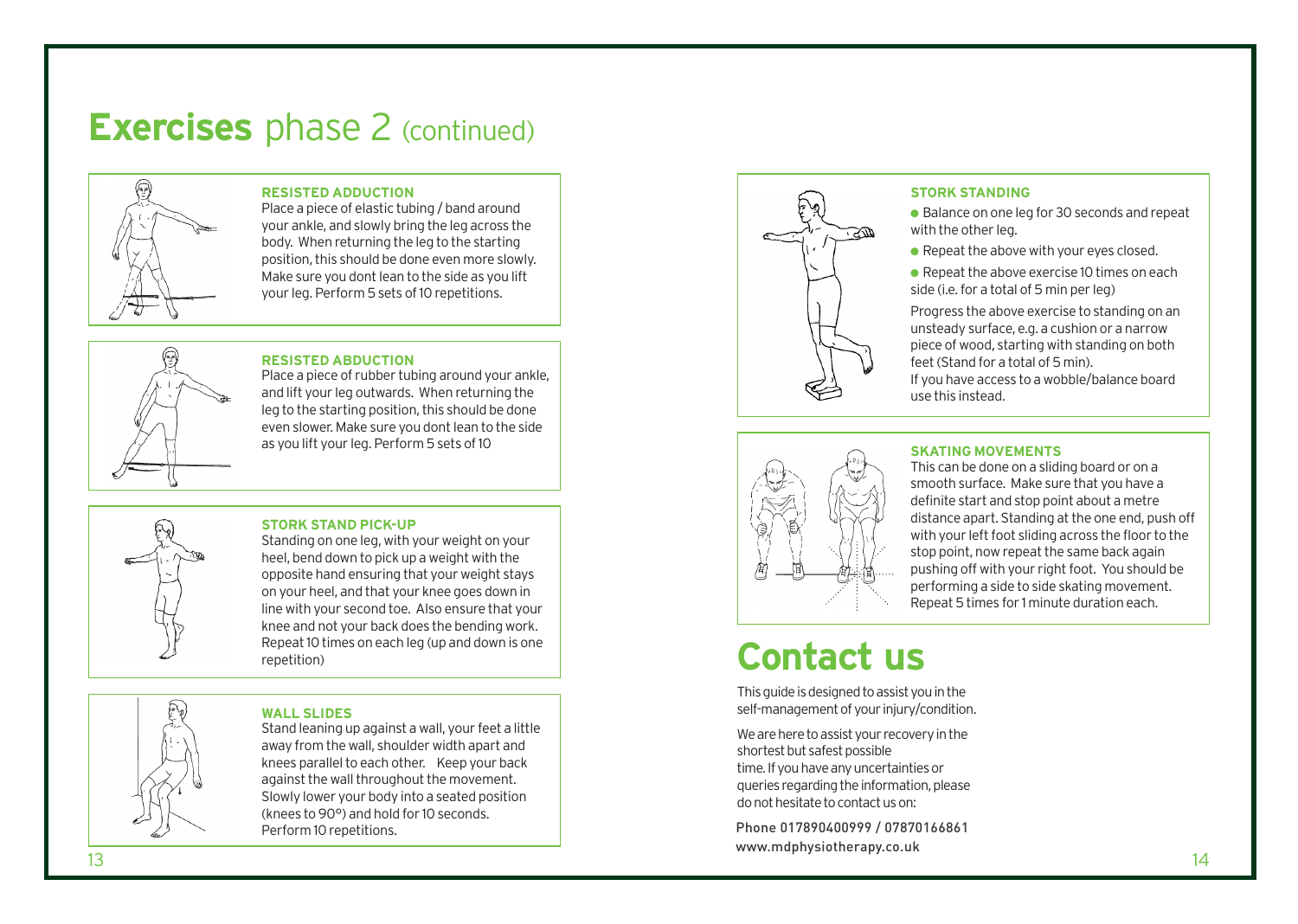# **Exercises** phase 2 (continued)

### RESISTED ADDUCTION

Place a piece of elastic tubing / band around your ankle, and slowly bring the leg across the body. When returning the leg to the starting position, this should be done even more slowly. Make sure you dont lean to the side as you lift your leg. Perform 5 sets of 10 repetitions.

### RESISTED ABDUCTION

Place a piece of rubber tubing around your ankle, and lift your leg outwards. When returning the leg to the starting position, this should be done even slower. Make sure you dont lean to the side as you lift your leg. Perform 5 sets of 10

### STORK STAND PICK-UP

Standing on one leg, with your weight on your heel, bend down to pick up a weight with the opposite hand ensuring that your weight stays on your heel, and that your knee goes down in line with your second toe. Also ensure that your knee and not your back does the bending work. Repeat 10 times on each leg (up and down is one repetition)

### WALL SLIDES

Stand leaning up against a wall, your feet a little away from the wall, shoulder width apart and knees parallel to each other. Keep your back against the wall throughout the movement. Slowly lower your body into a seated position (knees to 90°) and hold for 10 seconds. Perform 10 repetitions.

### STORK STANDING

- Balance on one leg for 30 seconds and repeat with the other leg.
- Repeat the above with your eyes closed.
- Repeat the above exercise 10 times on each side (i.e. for a total of 5 min per leg)

Progress the above exercise to standing on an unsteady surface, e.g. a cushion or a narrow piece of wood, starting with standing on both feet (Stand for a total of 5 min).
If you have access to a wobble/balance board use this instead.

### SKATING MOVEMENTS

This can be done on a sliding board or on a smooth surface. Make sure that you have a definite start and stop point about a metre distance apart. Standing at the one end, push off with your left foot sliding across the floor to the stop point, now repeat the same back again pushing off with your right foot. You should be performing a side to side skating movement. Repeat 5 times for 1 minute duration each.

# Contact us

This guide is designed to assist you in the self-management of your injury/condition.

We are here to assist your recovery in the shortest but safest possible time. If you have any uncertainties or queries regarding the information, please do not hesitate to contact us on:

Phone 017890400999 / 07870166861
www.mdphysiotherapy.co.uk